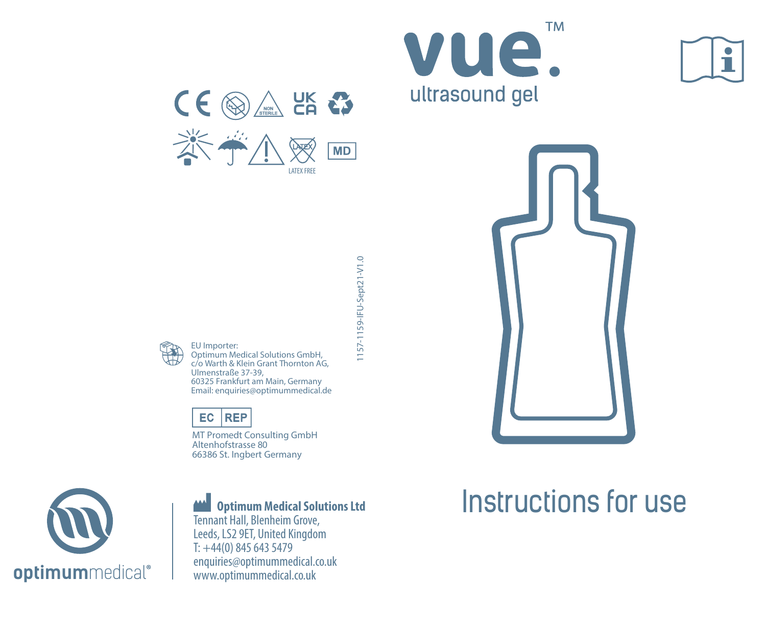# vue.™

ultrasound gel

# Instructions for use

NON STERILE

UK CA

LATEX

LATEX FREE

MD

1157-1159-IFU-Sept21-V1.0

EU Importer:
Optimum Medical Solutions GmbH,
c/o Warth & Klein Grant Thornton AG,
Ulmenstraße 37-39,
60325 Frankfurt am Main, Germany
Email: enquiries@optimummedical.de

EC REP

MT Promedt Consulting GmbH
Altenhofstrasse 80
66386 St. Ingbert Germany

optimummedical®

**Optimum Medical Solutions Ltd**
Tennant Hall, Blenheim Grove,
Leeds, LS2 9ET, United Kingdom
T: +44(0) 845 643 5479
enquiries@optimummedical.co.uk
www.optimummedical.co.uk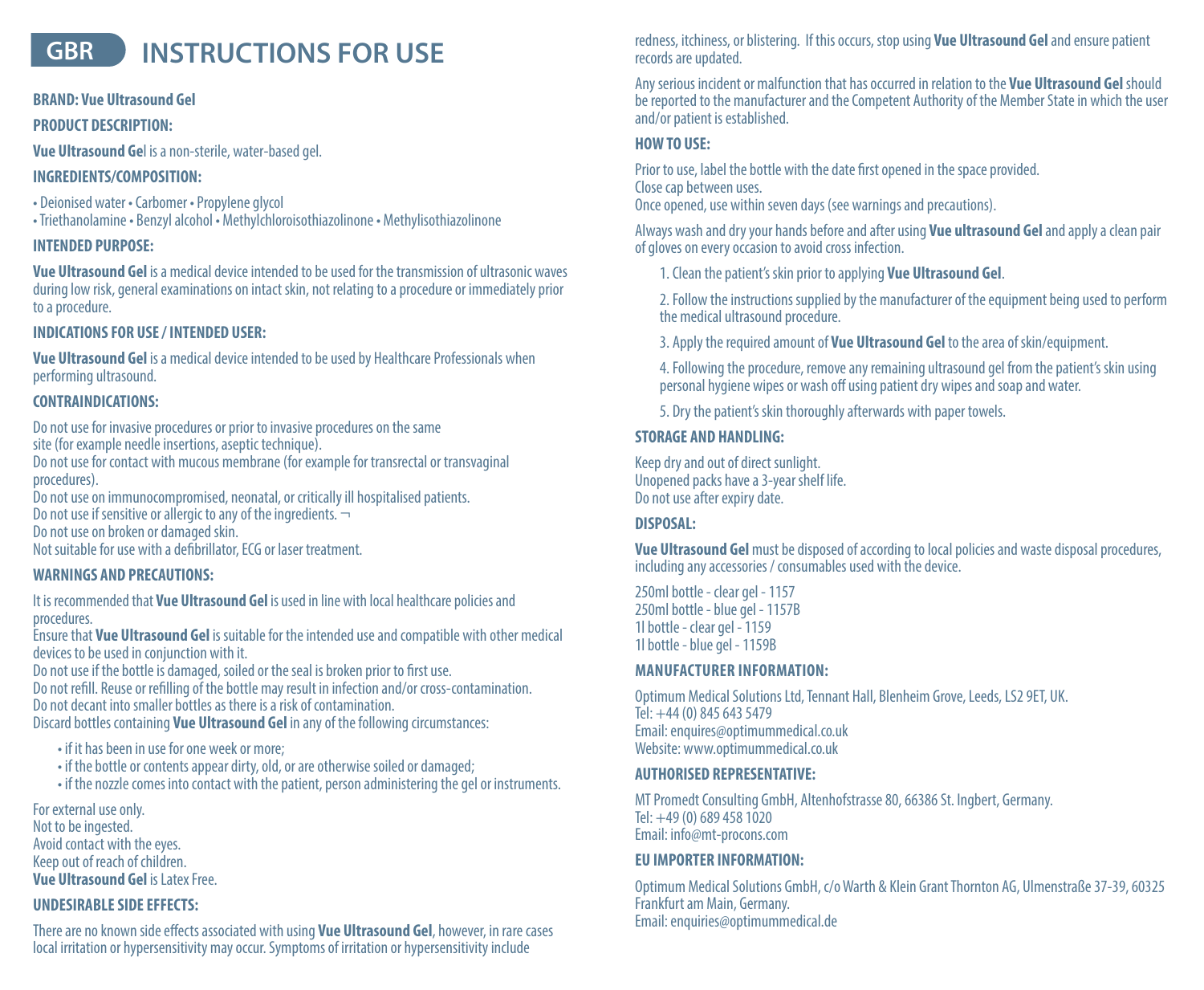# GBR INSTRUCTIONS FOR USE

**BRAND: Vue Ultrasound Gel**

**PRODUCT DESCRIPTION:**

**Vue Ultrasound Ge**l is a non-sterile, water-based gel.

**INGREDIENTS/COMPOSITION:**

• Deionised water • Carbomer • Propylene glycol
• Triethanolamine • Benzyl alcohol • Methylchloroisothiazolinone • Methylisothiazolinone

**INTENDED PURPOSE:**

**Vue Ultrasound Gel** is a medical device intended to be used for the transmission of ultrasonic waves during low risk, general examinations on intact skin, not relating to a procedure or immediately prior to a procedure.

**INDICATIONS FOR USE / INTENDED USER:**

**Vue Ultrasound Gel** is a medical device intended to be used by Healthcare Professionals when performing ultrasound.

**CONTRAINDICATIONS:**

Do not use for invasive procedures or prior to invasive procedures on the same site (for example needle insertions, aseptic technique).
Do not use for contact with mucous membrane (for example for transrectal or transvaginal procedures).
Do not use on immunocompromised, neonatal, or critically ill hospitalised patients.
Do not use if sensitive or allergic to any of the ingredients. ¬
Do not use on broken or damaged skin.
Not suitable for use with a defibrillator, ECG or laser treatment.

**WARNINGS AND PRECAUTIONS:**

It is recommended that **Vue Ultrasound Gel** is used in line with local healthcare policies and procedures.
Ensure that **Vue Ultrasound Gel** is suitable for the intended use and compatible with other medical devices to be used in conjunction with it.
Do not use if the bottle is damaged, soiled or the seal is broken prior to first use.
Do not refill. Reuse or refilling of the bottle may result in infection and/or cross-contamination.
Do not decant into smaller bottles as there is a risk of contamination.
Discard bottles containing **Vue Ultrasound Gel** in any of the following circumstances:

- if it has been in use for one week or more;
- if the bottle or contents appear dirty, old, or are otherwise soiled or damaged;
- if the nozzle comes into contact with the patient, person administering the gel or instruments.

For external use only.
Not to be ingested.
Avoid contact with the eyes.
Keep out of reach of children.
**Vue Ultrasound Gel** is Latex Free.

**UNDESIRABLE SIDE EFFECTS:**

There are no known side effects associated with using **Vue Ultrasound Gel**, however, in rare cases local irritation or hypersensitivity may occur. Symptoms of irritation or hypersensitivity include redness, itchiness, or blistering. If this occurs, stop using **Vue Ultrasound Gel** and ensure patient records are updated.

Any serious incident or malfunction that has occurred in relation to the **Vue Ultrasound Gel** should be reported to the manufacturer and the Competent Authority of the Member State in which the user and/or patient is established.

**HOW TO USE:**

Prior to use, label the bottle with the date first opened in the space provided.
Close cap between uses.
Once opened, use within seven days (see warnings and precautions).

Always wash and dry your hands before and after using **Vue ultrasound Gel** and apply a clean pair of gloves on every occasion to avoid cross infection.

1. Clean the patient's skin prior to applying **Vue Ultrasound Gel**.
2. Follow the instructions supplied by the manufacturer of the equipment being used to perform the medical ultrasound procedure.
3. Apply the required amount of **Vue Ultrasound Gel** to the area of skin/equipment.
4. Following the procedure, remove any remaining ultrasound gel from the patient's skin using personal hygiene wipes or wash off using patient dry wipes and soap and water.
5. Dry the patient's skin thoroughly afterwards with paper towels.

**STORAGE AND HANDLING:**

Keep dry and out of direct sunlight.
Unopened packs have a 3-year shelf life.
Do not use after expiry date.

**DISPOSAL:**

**Vue Ultrasound Gel** must be disposed of according to local policies and waste disposal procedures, including any accessories / consumables used with the device.

250ml bottle - clear gel - 1157
250ml bottle - blue gel - 1157B
1l bottle - clear gel - 1159
1l bottle - blue gel - 1159B

**MANUFACTURER INFORMATION:**

Optimum Medical Solutions Ltd, Tennant Hall, Blenheim Grove, Leeds, LS2 9ET, UK.
Tel: +44 (0) 845 643 5479
Email: enquires@optimummedical.co.uk
Website: www.optimummedical.co.uk

**AUTHORISED REPRESENTATIVE:**

MT Promedt Consulting GmbH, Altenhofstrasse 80, 66386 St. Ingbert, Germany.
Tel: +49 (0) 689 458 1020
Email: info@mt-procons.com

**EU IMPORTER INFORMATION:**

Optimum Medical Solutions GmbH, c/o Warth & Klein Grant Thornton AG, Ulmenstraße 37-39, 60325 Frankfurt am Main, Germany.
Email: enquiries@optimummedical.de